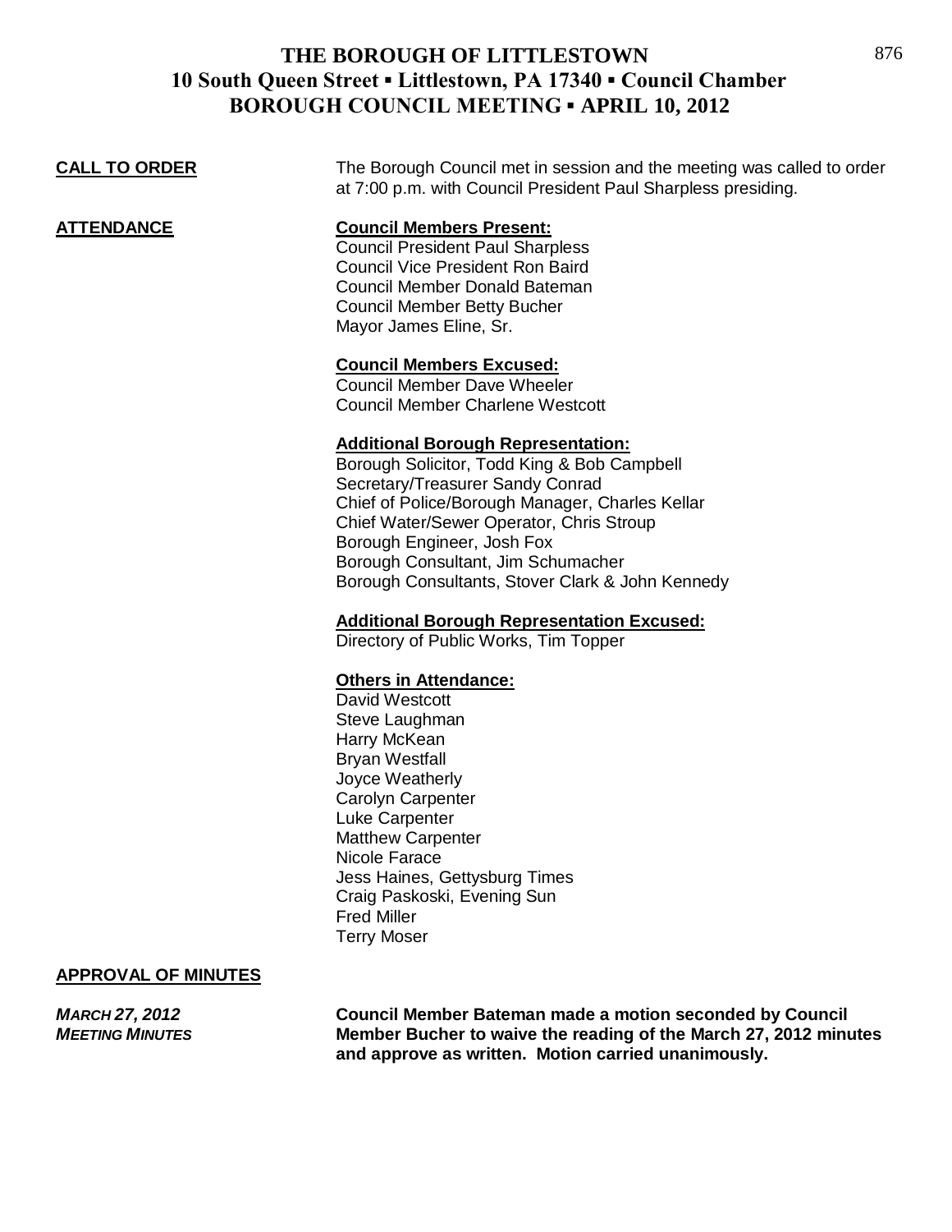# THE BOROUGH OF LITTLESTOWN
## 10 South Queen Street ▪ Littlestown, PA 17340 ▪ Council Chamber
## BOROUGH COUNCIL MEETING ▪ APRIL 10, 2012

**CALL TO ORDER**

The Borough Council met in session and the meeting was called to order at 7:00 p.m. with Council President Paul Sharpless presiding.

**ATTENDANCE**

**Council Members Present:**
Council President Paul Sharpless
Council Vice President Ron Baird
Council Member Donald Bateman
Council Member Betty Bucher
Mayor James Eline, Sr.

**Council Members Excused:**
Council Member Dave Wheeler
Council Member Charlene Westcott

**Additional Borough Representation:**
Borough Solicitor, Todd King & Bob Campbell
Secretary/Treasurer Sandy Conrad
Chief of Police/Borough Manager, Charles Kellar
Chief Water/Sewer Operator, Chris Stroup
Borough Engineer, Josh Fox
Borough Consultant, Jim Schumacher
Borough Consultants, Stover Clark & John Kennedy

**Additional Borough Representation Excused:**
Directory of Public Works, Tim Topper

**Others in Attendance:**
David Westcott
Steve Laughman
Harry McKean
Bryan Westfall
Joyce Weatherly
Carolyn Carpenter
Luke Carpenter
Matthew Carpenter
Nicole Farace
Jess Haines, Gettysburg Times
Craig Paskoski, Evening Sun
Fred Miller
Terry Moser

**APPROVAL OF MINUTES**

***MARCH 27, 2012 MEETING MINUTES***

**Council Member Bateman made a motion seconded by Council Member Bucher to waive the reading of the March 27, 2012 minutes and approve as written. Motion carried unanimously.**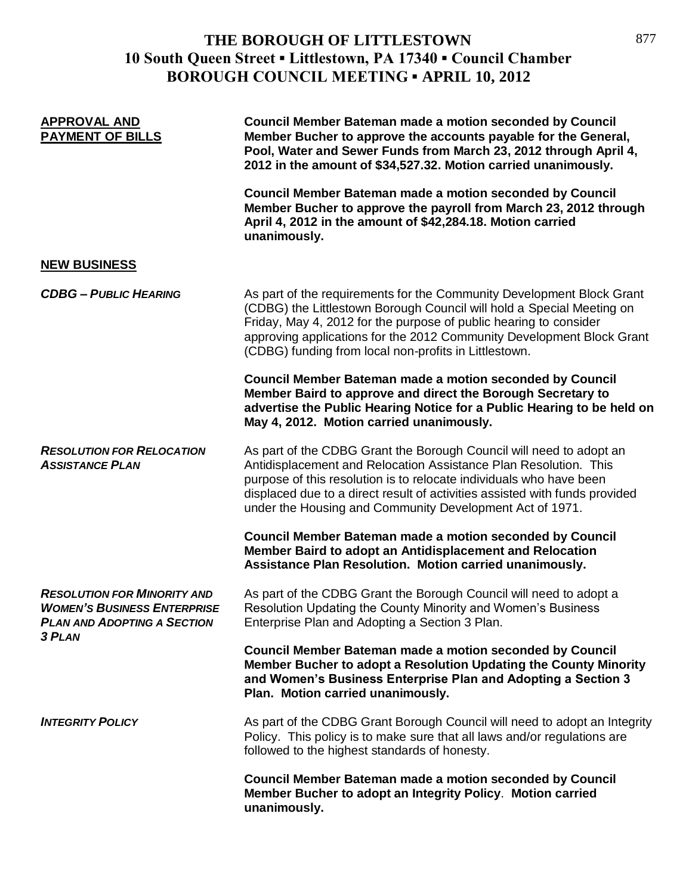# THE BOROUGH OF LITTLESTOWN
## 10 South Queen Street ▪ Littlestown, PA 17340 ▪ Council Chamber
## BOROUGH COUNCIL MEETING ▪ APRIL 10, 2012

**APPROVAL AND PAYMENT OF BILLS**

**Council Member Bateman made a motion seconded by Council Member Bucher to approve the accounts payable for the General, Pool, Water and Sewer Funds from March 23, 2012 through April 4, 2012 in the amount of $34,527.32. Motion carried unanimously.**

**Council Member Bateman made a motion seconded by Council Member Bucher to approve the payroll from March 23, 2012 through April 4, 2012 in the amount of $42,284.18. Motion carried unanimously.**

**NEW BUSINESS**

***CDBG – PUBLIC HEARING***

As part of the requirements for the Community Development Block Grant (CDBG) the Littlestown Borough Council will hold a Special Meeting on Friday, May 4, 2012 for the purpose of public hearing to consider approving applications for the 2012 Community Development Block Grant (CDBG) funding from local non-profits in Littlestown.

**Council Member Bateman made a motion seconded by Council Member Baird to approve and direct the Borough Secretary to advertise the Public Hearing Notice for a Public Hearing to be held on May 4, 2012. Motion carried unanimously.**

***RESOLUTION FOR RELOCATION ASSISTANCE PLAN***

As part of the CDBG Grant the Borough Council will need to adopt an Antidisplacement and Relocation Assistance Plan Resolution. This purpose of this resolution is to relocate individuals who have been displaced due to a direct result of activities assisted with funds provided under the Housing and Community Development Act of 1971.

**Council Member Bateman made a motion seconded by Council Member Baird to adopt an Antidisplacement and Relocation Assistance Plan Resolution. Motion carried unanimously.**

***RESOLUTION FOR MINORITY AND WOMEN'S BUSINESS ENTERPRISE PLAN AND ADOPTING A SECTION 3 PLAN***

As part of the CDBG Grant the Borough Council will need to adopt a Resolution Updating the County Minority and Women's Business Enterprise Plan and Adopting a Section 3 Plan.

**Council Member Bateman made a motion seconded by Council Member Bucher to adopt a Resolution Updating the County Minority and Women's Business Enterprise Plan and Adopting a Section 3 Plan. Motion carried unanimously.**

***INTEGRITY POLICY***

As part of the CDBG Grant Borough Council will need to adopt an Integrity Policy. This policy is to make sure that all laws and/or regulations are followed to the highest standards of honesty.

**Council Member Bateman made a motion seconded by Council Member Bucher to adopt an Integrity Policy. Motion carried unanimously.**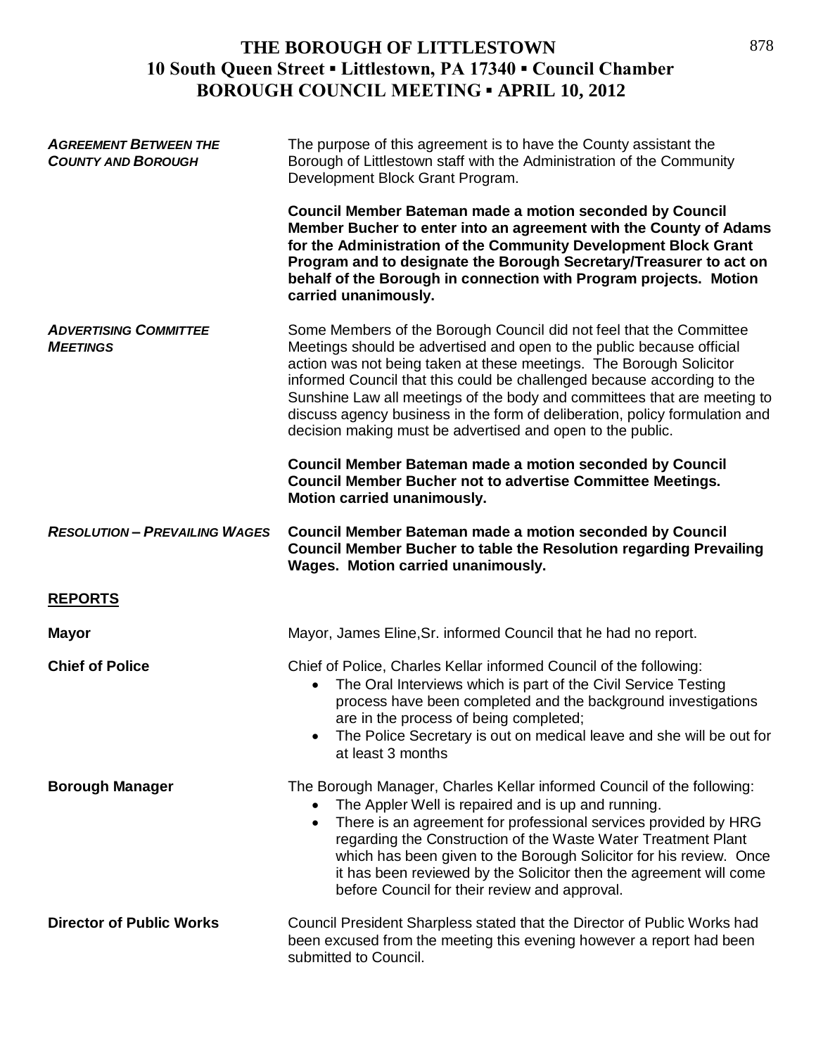# THE BOROUGH OF LITTLESTOWN
## 10 South Queen Street ▪ Littlestown, PA 17340 ▪ Council Chamber
## BOROUGH COUNCIL MEETING ▪ APRIL 10, 2012

***AGREEMENT BETWEEN THE COUNTY AND BOROUGH***

The purpose of this agreement is to have the County assistant the Borough of Littlestown staff with the Administration of the Community Development Block Grant Program.

**Council Member Bateman made a motion seconded by Council Member Bucher to enter into an agreement with the County of Adams for the Administration of the Community Development Block Grant Program and to designate the Borough Secretary/Treasurer to act on behalf of the Borough in connection with Program projects. Motion carried unanimously.**

***ADVERTISING COMMITTEE MEETINGS***

Some Members of the Borough Council did not feel that the Committee Meetings should be advertised and open to the public because official action was not being taken at these meetings. The Borough Solicitor informed Council that this could be challenged because according to the Sunshine Law all meetings of the body and committees that are meeting to discuss agency business in the form of deliberation, policy formulation and decision making must be advertised and open to the public.

**Council Member Bateman made a motion seconded by Council Council Member Bucher not to advertise Committee Meetings. Motion carried unanimously.**

***RESOLUTION – PREVAILING WAGES***

**Council Member Bateman made a motion seconded by Council Council Member Bucher to table the Resolution regarding Prevailing Wages. Motion carried unanimously.**

**REPORTS**

**Mayor**

Mayor, James Eline,Sr. informed Council that he had no report.

**Chief of Police**

Chief of Police, Charles Kellar informed Council of the following:

- The Oral Interviews which is part of the Civil Service Testing process have been completed and the background investigations are in the process of being completed;
- The Police Secretary is out on medical leave and she will be out for at least 3 months

**Borough Manager**

The Borough Manager, Charles Kellar informed Council of the following:

- The Appler Well is repaired and is up and running.
- There is an agreement for professional services provided by HRG regarding the Construction of the Waste Water Treatment Plant which has been given to the Borough Solicitor for his review. Once it has been reviewed by the Solicitor then the agreement will come before Council for their review and approval.

**Director of Public Works**

Council President Sharpless stated that the Director of Public Works had been excused from the meeting this evening however a report had been submitted to Council.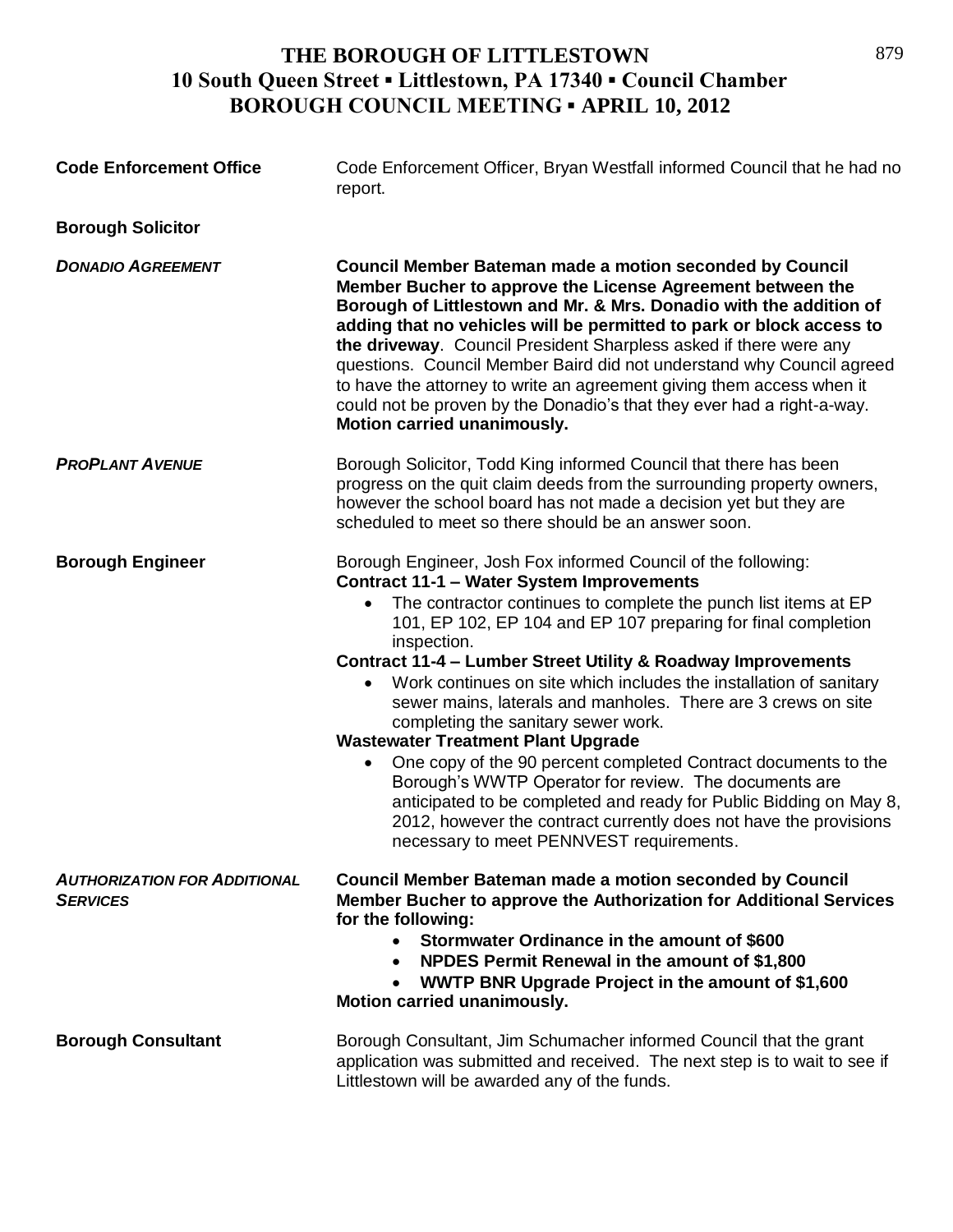# THE BOROUGH OF LITTLESTOWN
## 10 South Queen Street ▪ Littlestown, PA 17340 ▪ Council Chamber
## BOROUGH COUNCIL MEETING ▪ APRIL 10, 2012

**Code Enforcement Office**

Code Enforcement Officer, Bryan Westfall informed Council that he had no report.

**Borough Solicitor**

***DONADIO AGREEMENT***

**Council Member Bateman made a motion seconded by Council Member Bucher to approve the License Agreement between the Borough of Littlestown and Mr. & Mrs. Donadio with the addition of adding that no vehicles will be permitted to park or block access to the driveway**. Council President Sharpless asked if there were any questions. Council Member Baird did not understand why Council agreed to have the attorney to write an agreement giving them access when it could not be proven by the Donadio's that they ever had a right-a-way. **Motion carried unanimously.**

***PROPLANT AVENUE***

Borough Solicitor, Todd King informed Council that there has been progress on the quit claim deeds from the surrounding property owners, however the school board has not made a decision yet but they are scheduled to meet so there should be an answer soon.

**Borough Engineer**

Borough Engineer, Josh Fox informed Council of the following:

**Contract 11-1 – Water System Improvements**

- The contractor continues to complete the punch list items at EP 101, EP 102, EP 104 and EP 107 preparing for final completion inspection.

**Contract 11-4 – Lumber Street Utility & Roadway Improvements**

- Work continues on site which includes the installation of sanitary sewer mains, laterals and manholes. There are 3 crews on site completing the sanitary sewer work.

**Wastewater Treatment Plant Upgrade**

- One copy of the 90 percent completed Contract documents to the Borough's WWTP Operator for review. The documents are anticipated to be completed and ready for Public Bidding on May 8, 2012, however the contract currently does not have the provisions necessary to meet PENNVEST requirements.

***AUTHORIZATION FOR ADDITIONAL SERVICES***

**Council Member Bateman made a motion seconded by Council Member Bucher to approve the Authorization for Additional Services for the following:**

- **Stormwater Ordinance in the amount of $600**
- **NPDES Permit Renewal in the amount of $1,800**
- **WWTP BNR Upgrade Project in the amount of $1,600**

**Motion carried unanimously.**

**Borough Consultant**

Borough Consultant, Jim Schumacher informed Council that the grant application was submitted and received. The next step is to wait to see if Littlestown will be awarded any of the funds.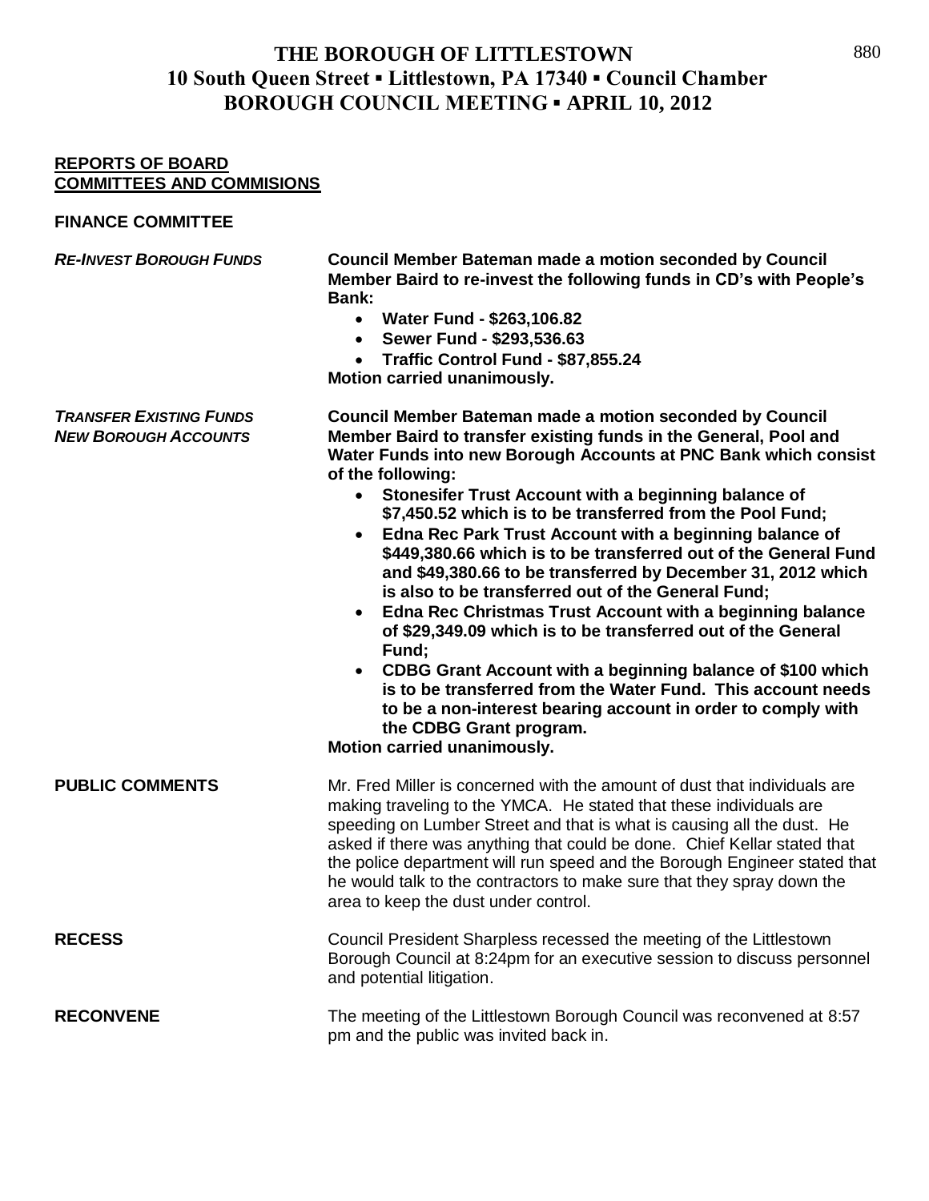# THE BOROUGH OF LITTLESTOWN
## 10 South Queen Street ▪ Littlestown, PA 17340 ▪ Council Chamber
## BOROUGH COUNCIL MEETING ▪ APRIL 10, 2012

**REPORTS OF BOARD COMMITTEES AND COMMISIONS**

**FINANCE COMMITTEE**

***RE-INVEST BOROUGH FUNDS***

**Council Member Bateman made a motion seconded by Council Member Baird to re-invest the following funds in CD's with People's Bank:**

- **Water Fund - $263,106.82**
- **Sewer Fund - $293,536.63**
- **Traffic Control Fund - $87,855.24**

**Motion carried unanimously.**

***TRANSFER EXISTING FUNDS NEW BOROUGH ACCOUNTS***

**Council Member Bateman made a motion seconded by Council Member Baird to transfer existing funds in the General, Pool and Water Funds into new Borough Accounts at PNC Bank which consist of the following:**

- **Stonesifer Trust Account with a beginning balance of $7,450.52 which is to be transferred from the Pool Fund;**
- **Edna Rec Park Trust Account with a beginning balance of $449,380.66 which is to be transferred out of the General Fund and $49,380.66 to be transferred by December 31, 2012 which is also to be transferred out of the General Fund;**
- **Edna Rec Christmas Trust Account with a beginning balance of $29,349.09 which is to be transferred out of the General Fund;**
- **CDBG Grant Account with a beginning balance of $100 which is to be transferred from the Water Fund. This account needs to be a non-interest bearing account in order to comply with the CDBG Grant program.**

**Motion carried unanimously.**

**PUBLIC COMMENTS**

Mr. Fred Miller is concerned with the amount of dust that individuals are making traveling to the YMCA. He stated that these individuals are speeding on Lumber Street and that is what is causing all the dust. He asked if there was anything that could be done. Chief Kellar stated that the police department will run speed and the Borough Engineer stated that he would talk to the contractors to make sure that they spray down the area to keep the dust under control.

**RECESS**

Council President Sharpless recessed the meeting of the Littlestown Borough Council at 8:24pm for an executive session to discuss personnel and potential litigation.

**RECONVENE**

The meeting of the Littlestown Borough Council was reconvened at 8:57 pm and the public was invited back in.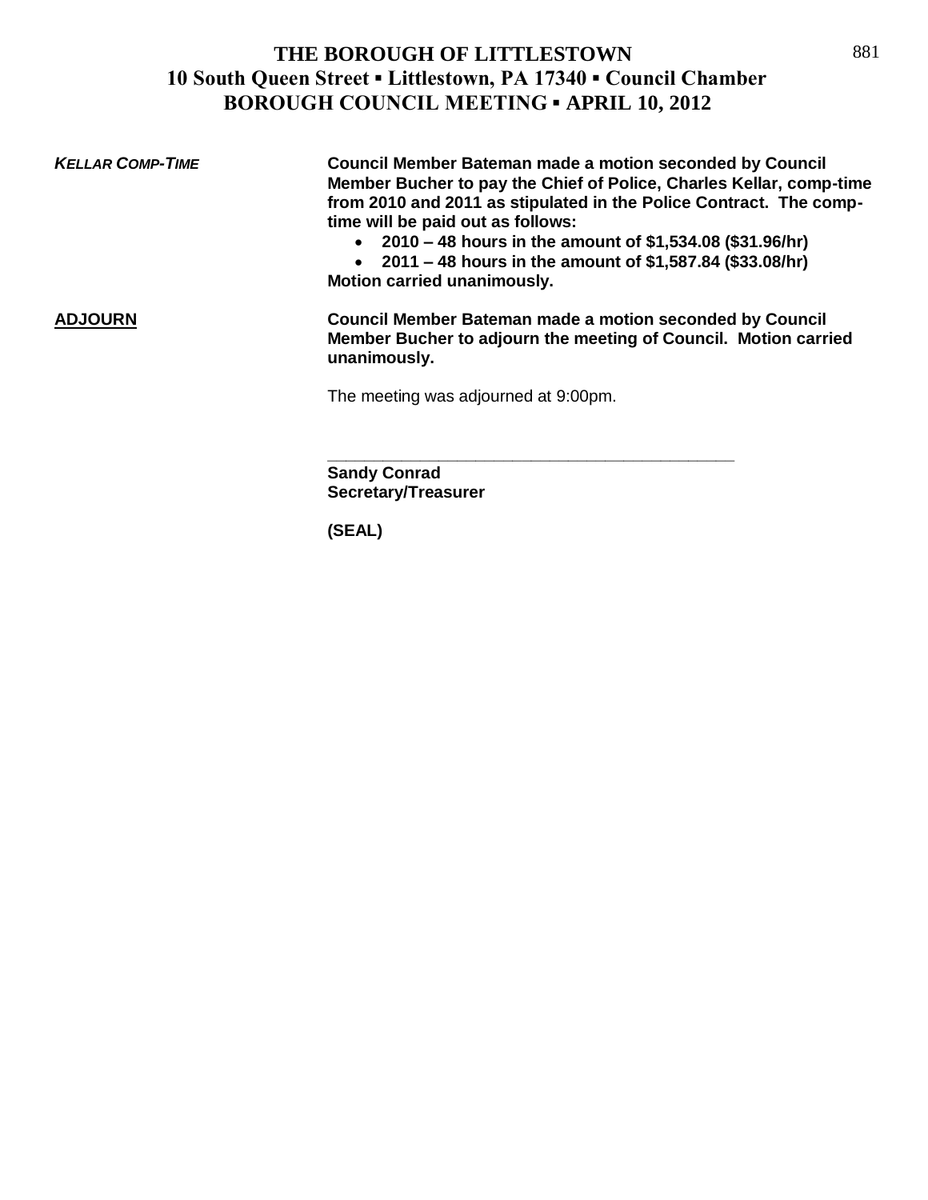***KELLAR COMP-TIME***

**Council Member Bateman made a motion seconded by Council Member Bucher to pay the Chief of Police, Charles Kellar, comp-time from 2010 and 2011 as stipulated in the Police Contract. The comp-time will be paid out as follows:**

- **2010 – 48 hours in the amount of $1,534.08 ($31.96/hr)**
- **2011 – 48 hours in the amount of $1,587.84 ($33.08/hr)**

**Motion carried unanimously.**

**ADJOURN**

**Council Member Bateman made a motion seconded by Council Member Bucher to adjourn the meeting of Council. Motion carried unanimously.**

The meeting was adjourned at 9:00pm.

\_\_\_\_\_\_\_\_\_\_\_\_\_\_\_\_\_\_\_\_\_\_\_\_\_\_\_\_\_\_\_\_\_\_\_\_\_\_\_\_\_\_\_\_

**Sandy Conrad**
**Secretary/Treasurer**

**(SEAL)**